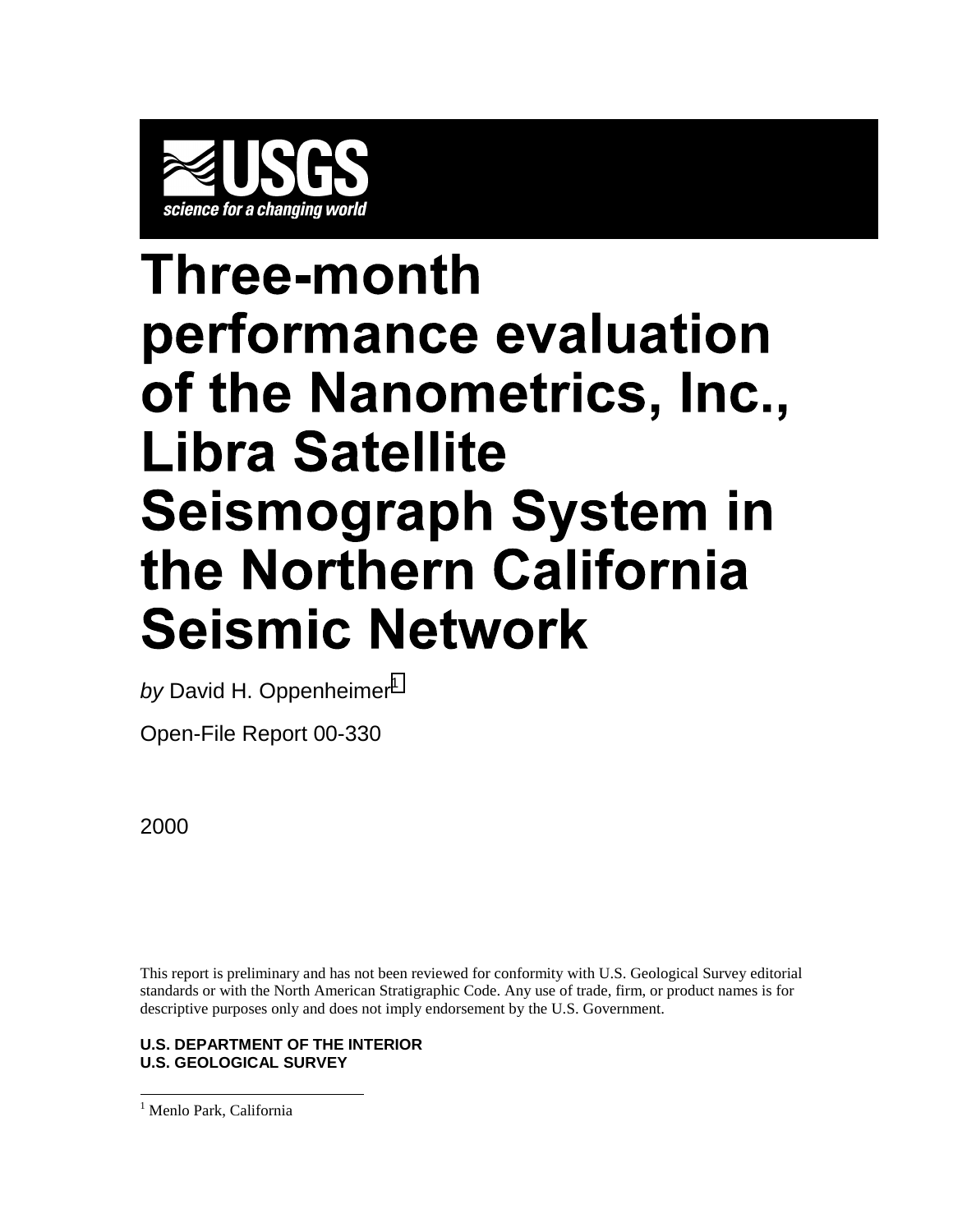USGS

science for a changing world

# Three-month performance evaluation of the Nanometrics, Inc., Libra Satellite Seismograph System in the Northern California Seismic Network

*by* David H. Oppenheimer[1]

Open-File Report 00-330

2000

This report is preliminary and has not been reviewed for conformity with U.S. Geological Survey editorial standards or with the North American Stratigraphic Code. Any use of trade, firm, or product names is for descriptive purposes only and does not imply endorsement by the U.S. Government.

**U.S. DEPARTMENT OF THE INTERIOR**
**U.S. GEOLOGICAL SURVEY**

---

[1] Menlo Park, California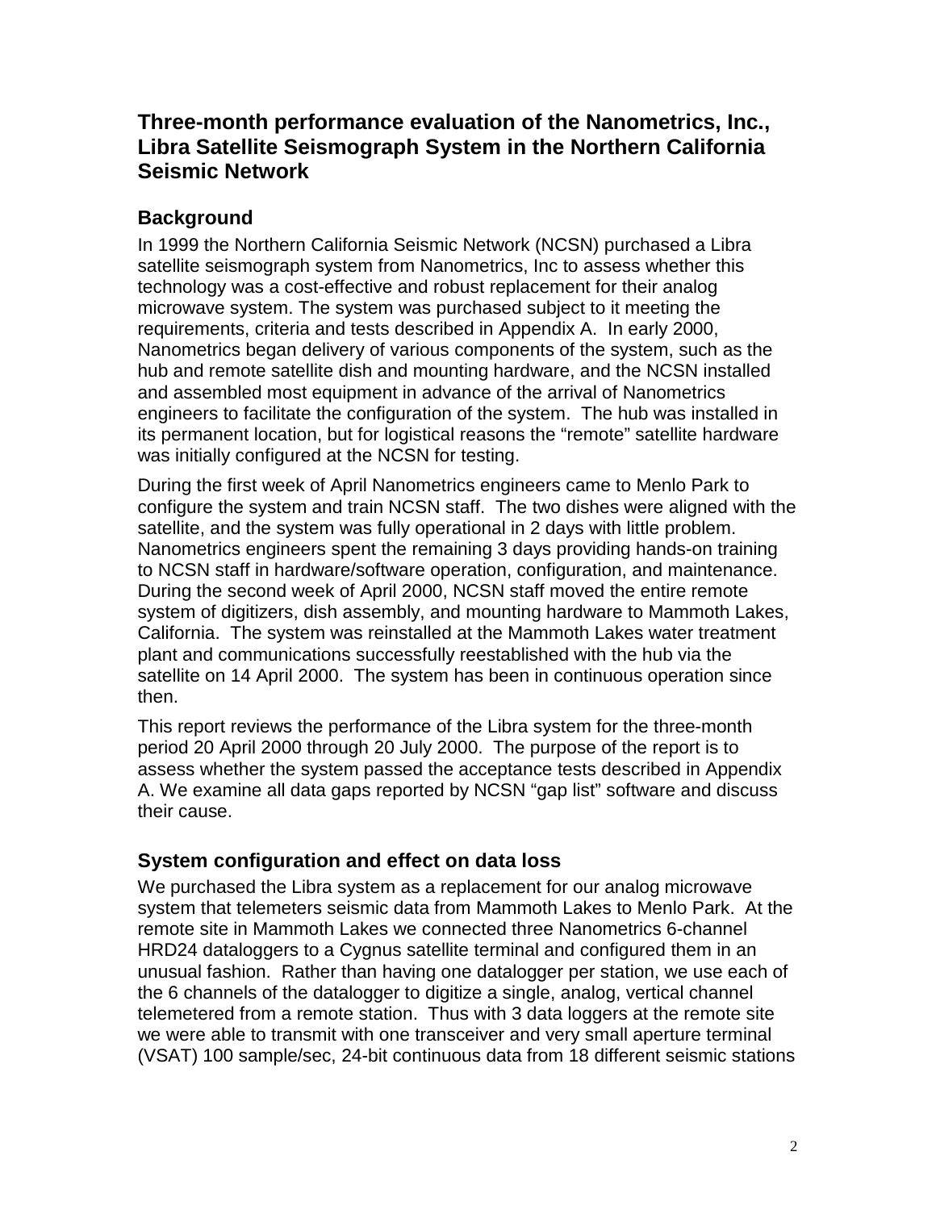# Three-month performance evaluation of the Nanometrics, Inc., Libra Satellite Seismograph System in the Northern California Seismic Network

## Background

In 1999 the Northern California Seismic Network (NCSN) purchased a Libra satellite seismograph system from Nanometrics, Inc to assess whether this technology was a cost-effective and robust replacement for their analog microwave system. The system was purchased subject to it meeting the requirements, criteria and tests described in Appendix A. In early 2000, Nanometrics began delivery of various components of the system, such as the hub and remote satellite dish and mounting hardware, and the NCSN installed and assembled most equipment in advance of the arrival of Nanometrics engineers to facilitate the configuration of the system. The hub was installed in its permanent location, but for logistical reasons the "remote" satellite hardware was initially configured at the NCSN for testing.

During the first week of April Nanometrics engineers came to Menlo Park to configure the system and train NCSN staff. The two dishes were aligned with the satellite, and the system was fully operational in 2 days with little problem. Nanometrics engineers spent the remaining 3 days providing hands-on training to NCSN staff in hardware/software operation, configuration, and maintenance. During the second week of April 2000, NCSN staff moved the entire remote system of digitizers, dish assembly, and mounting hardware to Mammoth Lakes, California. The system was reinstalled at the Mammoth Lakes water treatment plant and communications successfully reestablished with the hub via the satellite on 14 April 2000. The system has been in continuous operation since then.

This report reviews the performance of the Libra system for the three-month period 20 April 2000 through 20 July 2000. The purpose of the report is to assess whether the system passed the acceptance tests described in Appendix A. We examine all data gaps reported by NCSN "gap list" software and discuss their cause.

## System configuration and effect on data loss

We purchased the Libra system as a replacement for our analog microwave system that telemeters seismic data from Mammoth Lakes to Menlo Park. At the remote site in Mammoth Lakes we connected three Nanometrics 6-channel HRD24 dataloggers to a Cygnus satellite terminal and configured them in an unusual fashion. Rather than having one datalogger per station, we use each of the 6 channels of the datalogger to digitize a single, analog, vertical channel telemetered from a remote station. Thus with 3 data loggers at the remote site we were able to transmit with one transceiver and very small aperture terminal (VSAT) 100 sample/sec, 24-bit continuous data from 18 different seismic stations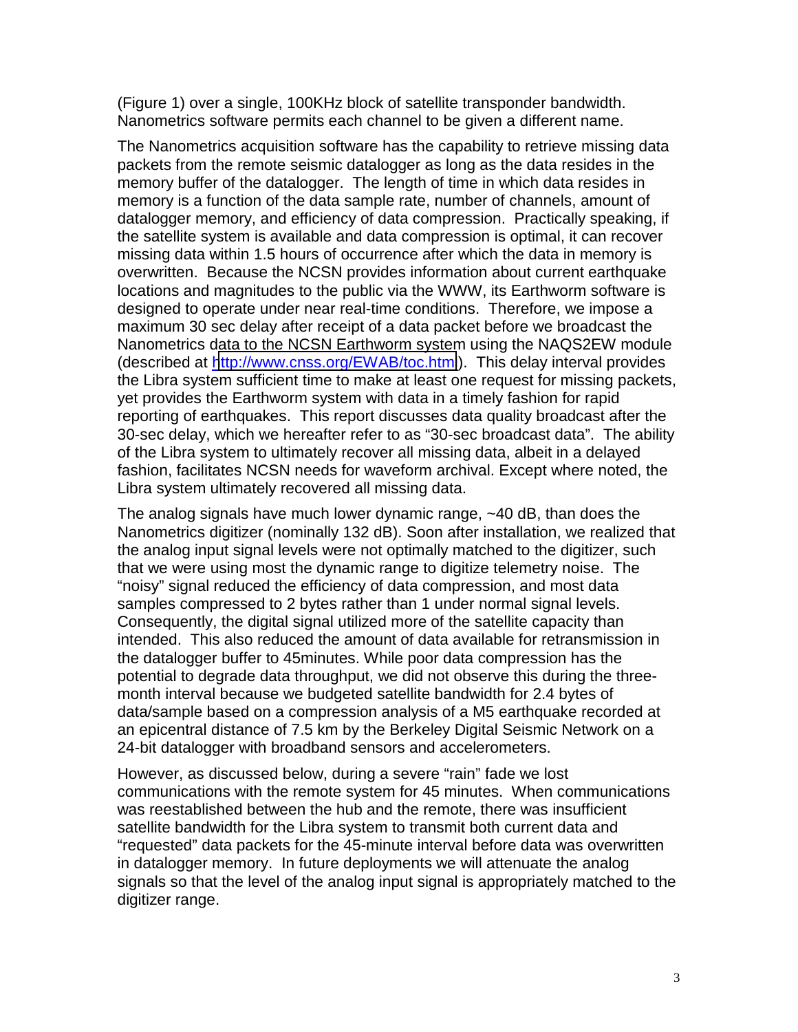(Figure 1) over a single, 100KHz block of satellite transponder bandwidth. Nanometrics software permits each channel to be given a different name.

The Nanometrics acquisition software has the capability to retrieve missing data packets from the remote seismic datalogger as long as the data resides in the memory buffer of the datalogger. The length of time in which data resides in memory is a function of the data sample rate, number of channels, amount of datalogger memory, and efficiency of data compression. Practically speaking, if the satellite system is available and data compression is optimal, it can recover missing data within 1.5 hours of occurrence after which the data in memory is overwritten. Because the NCSN provides information about current earthquake locations and magnitudes to the public via the WWW, its Earthworm software is designed to operate under near real-time conditions. Therefore, we impose a maximum 30 sec delay after receipt of a data packet before we broadcast the Nanometrics data to the NCSN Earthworm system using the NAQS2EW module (described at http://www.cnss.org/EWAB/toc.html). This delay interval provides the Libra system sufficient time to make at least one request for missing packets, yet provides the Earthworm system with data in a timely fashion for rapid reporting of earthquakes. This report discusses data quality broadcast after the 30-sec delay, which we hereafter refer to as "30-sec broadcast data". The ability of the Libra system to ultimately recover all missing data, albeit in a delayed fashion, facilitates NCSN needs for waveform archival. Except where noted, the Libra system ultimately recovered all missing data.

The analog signals have much lower dynamic range, ~40 dB, than does the Nanometrics digitizer (nominally 132 dB). Soon after installation, we realized that the analog input signal levels were not optimally matched to the digitizer, such that we were using most the dynamic range to digitize telemetry noise. The "noisy" signal reduced the efficiency of data compression, and most data samples compressed to 2 bytes rather than 1 under normal signal levels. Consequently, the digital signal utilized more of the satellite capacity than intended. This also reduced the amount of data available for retransmission in the datalogger buffer to 45minutes. While poor data compression has the potential to degrade data throughput, we did not observe this during the three-month interval because we budgeted satellite bandwidth for 2.4 bytes of data/sample based on a compression analysis of a M5 earthquake recorded at an epicentral distance of 7.5 km by the Berkeley Digital Seismic Network on a 24-bit datalogger with broadband sensors and accelerometers.

However, as discussed below, during a severe "rain" fade we lost communications with the remote system for 45 minutes. When communications was reestablished between the hub and the remote, there was insufficient satellite bandwidth for the Libra system to transmit both current data and "requested" data packets for the 45-minute interval before data was overwritten in datalogger memory. In future deployments we will attenuate the analog signals so that the level of the analog input signal is appropriately matched to the digitizer range.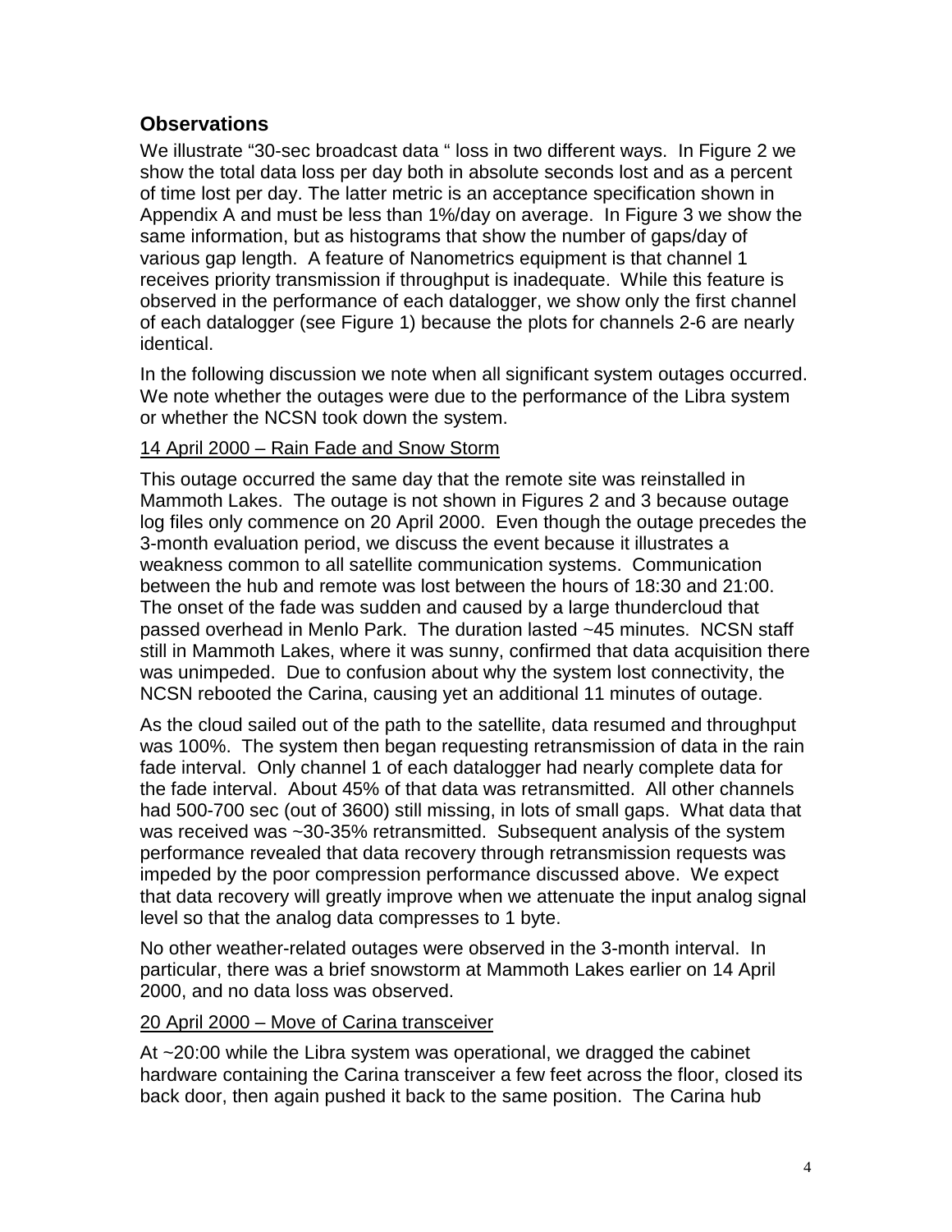## Observations

We illustrate “30-sec broadcast data “ loss in two different ways. In Figure 2 we show the total data loss per day both in absolute seconds lost and as a percent of time lost per day. The latter metric is an acceptance specification shown in Appendix A and must be less than 1%/day on average. In Figure 3 we show the same information, but as histograms that show the number of gaps/day of various gap length. A feature of Nanometrics equipment is that channel 1 receives priority transmission if throughput is inadequate. While this feature is observed in the performance of each datalogger, we show only the first channel of each datalogger (see Figure 1) because the plots for channels 2-6 are nearly identical.

In the following discussion we note when all significant system outages occurred. We note whether the outages were due to the performance of the Libra system or whether the NCSN took down the system.

<u>14 April 2000 – Rain Fade and Snow Storm</u>

This outage occurred the same day that the remote site was reinstalled in Mammoth Lakes. The outage is not shown in Figures 2 and 3 because outage log files only commence on 20 April 2000. Even though the outage precedes the 3-month evaluation period, we discuss the event because it illustrates a weakness common to all satellite communication systems. Communication between the hub and remote was lost between the hours of 18:30 and 21:00. The onset of the fade was sudden and caused by a large thundercloud that passed overhead in Menlo Park. The duration lasted ~45 minutes. NCSN staff still in Mammoth Lakes, where it was sunny, confirmed that data acquisition there was unimpeded. Due to confusion about why the system lost connectivity, the NCSN rebooted the Carina, causing yet an additional 11 minutes of outage.

As the cloud sailed out of the path to the satellite, data resumed and throughput was 100%. The system then began requesting retransmission of data in the rain fade interval. Only channel 1 of each datalogger had nearly complete data for the fade interval. About 45% of that data was retransmitted. All other channels had 500-700 sec (out of 3600) still missing, in lots of small gaps. What data that was received was ~30-35% retransmitted. Subsequent analysis of the system performance revealed that data recovery through retransmission requests was impeded by the poor compression performance discussed above. We expect that data recovery will greatly improve when we attenuate the input analog signal level so that the analog data compresses to 1 byte.

No other weather-related outages were observed in the 3-month interval. In particular, there was a brief snowstorm at Mammoth Lakes earlier on 14 April 2000, and no data loss was observed.

<u>20 April 2000 – Move of Carina transceiver</u>

At ~20:00 while the Libra system was operational, we dragged the cabinet hardware containing the Carina transceiver a few feet across the floor, closed its back door, then again pushed it back to the same position. The Carina hub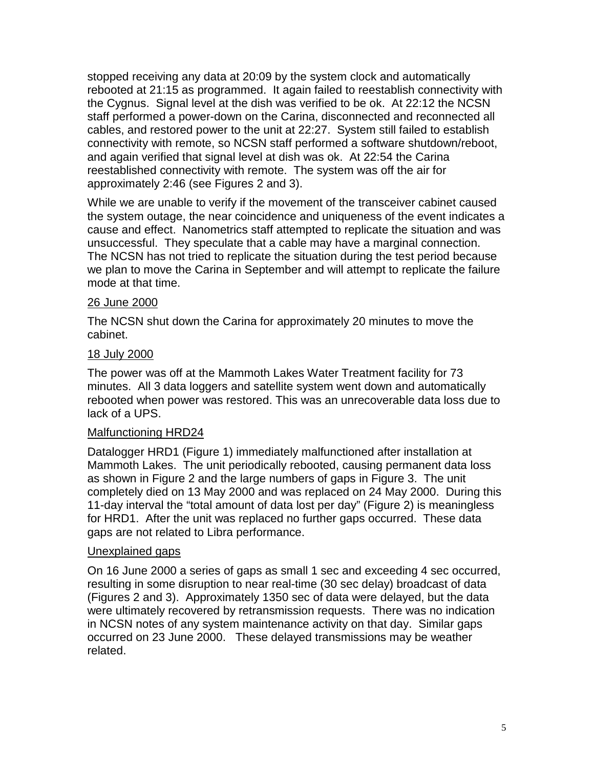stopped receiving any data at 20:09 by the system clock and automatically rebooted at 21:15 as programmed. It again failed to reestablish connectivity with the Cygnus. Signal level at the dish was verified to be ok. At 22:12 the NCSN staff performed a power-down on the Carina, disconnected and reconnected all cables, and restored power to the unit at 22:27. System still failed to establish connectivity with remote, so NCSN staff performed a software shutdown/reboot, and again verified that signal level at dish was ok. At 22:54 the Carina reestablished connectivity with remote. The system was off the air for approximately 2:46 (see Figures 2 and 3).

While we are unable to verify if the movement of the transceiver cabinet caused the system outage, the near coincidence and uniqueness of the event indicates a cause and effect. Nanometrics staff attempted to replicate the situation and was unsuccessful. They speculate that a cable may have a marginal connection. The NCSN has not tried to replicate the situation during the test period because we plan to move the Carina in September and will attempt to replicate the failure mode at that time.

<u>26 June 2000</u>

The NCSN shut down the Carina for approximately 20 minutes to move the cabinet.

<u>18 July 2000</u>

The power was off at the Mammoth Lakes Water Treatment facility for 73 minutes. All 3 data loggers and satellite system went down and automatically rebooted when power was restored. This was an unrecoverable data loss due to lack of a UPS.

<u>Malfunctioning HRD24</u>

Datalogger HRD1 (Figure 1) immediately malfunctioned after installation at Mammoth Lakes. The unit periodically rebooted, causing permanent data loss as shown in Figure 2 and the large numbers of gaps in Figure 3. The unit completely died on 13 May 2000 and was replaced on 24 May 2000. During this 11-day interval the "total amount of data lost per day" (Figure 2) is meaningless for HRD1. After the unit was replaced no further gaps occurred. These data gaps are not related to Libra performance.

<u>Unexplained gaps</u>

On 16 June 2000 a series of gaps as small 1 sec and exceeding 4 sec occurred, resulting in some disruption to near real-time (30 sec delay) broadcast of data (Figures 2 and 3). Approximately 1350 sec of data were delayed, but the data were ultimately recovered by retransmission requests. There was no indication in NCSN notes of any system maintenance activity on that day. Similar gaps occurred on 23 June 2000. These delayed transmissions may be weather related.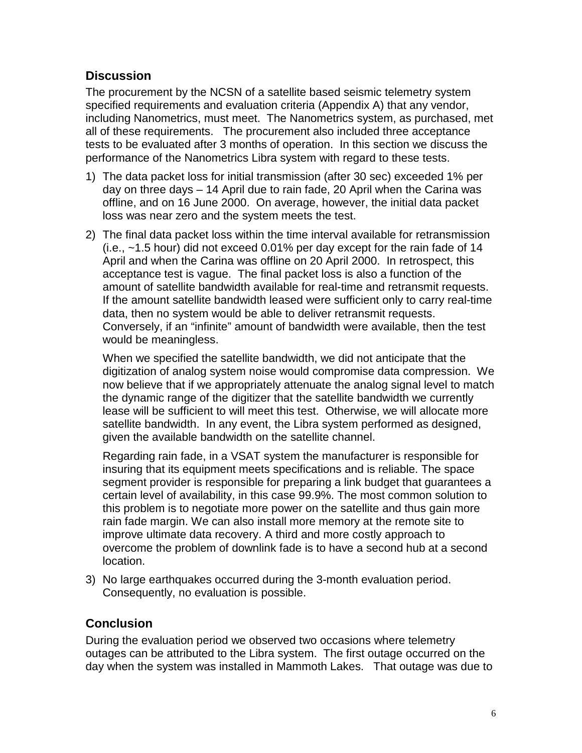## Discussion

The procurement by the NCSN of a satellite based seismic telemetry system specified requirements and evaluation criteria (Appendix A) that any vendor, including Nanometrics, must meet. The Nanometrics system, as purchased, met all of these requirements. The procurement also included three acceptance tests to be evaluated after 3 months of operation. In this section we discuss the performance of the Nanometrics Libra system with regard to these tests.

1) The data packet loss for initial transmission (after 30 sec) exceeded 1% per day on three days – 14 April due to rain fade, 20 April when the Carina was offline, and on 16 June 2000. On average, however, the initial data packet loss was near zero and the system meets the test.

2) The final data packet loss within the time interval available for retransmission (i.e., ~1.5 hour) did not exceed 0.01% per day except for the rain fade of 14 April and when the Carina was offline on 20 April 2000. In retrospect, this acceptance test is vague. The final packet loss is also a function of the amount of satellite bandwidth available for real-time and retransmit requests. If the amount satellite bandwidth leased were sufficient only to carry real-time data, then no system would be able to deliver retransmit requests. Conversely, if an "infinite" amount of bandwidth were available, then the test would be meaningless.

   When we specified the satellite bandwidth, we did not anticipate that the digitization of analog system noise would compromise data compression. We now believe that if we appropriately attenuate the analog signal level to match the dynamic range of the digitizer that the satellite bandwidth we currently lease will be sufficient to will meet this test. Otherwise, we will allocate more satellite bandwidth. In any event, the Libra system performed as designed, given the available bandwidth on the satellite channel.

   Regarding rain fade, in a VSAT system the manufacturer is responsible for insuring that its equipment meets specifications and is reliable. The space segment provider is responsible for preparing a link budget that guarantees a certain level of availability, in this case 99.9%. The most common solution to this problem is to negotiate more power on the satellite and thus gain more rain fade margin. We can also install more memory at the remote site to improve ultimate data recovery. A third and more costly approach to overcome the problem of downlink fade is to have a second hub at a second location.

3) No large earthquakes occurred during the 3-month evaluation period. Consequently, no evaluation is possible.

## Conclusion

During the evaluation period we observed two occasions where telemetry outages can be attributed to the Libra system. The first outage occurred on the day when the system was installed in Mammoth Lakes. That outage was due to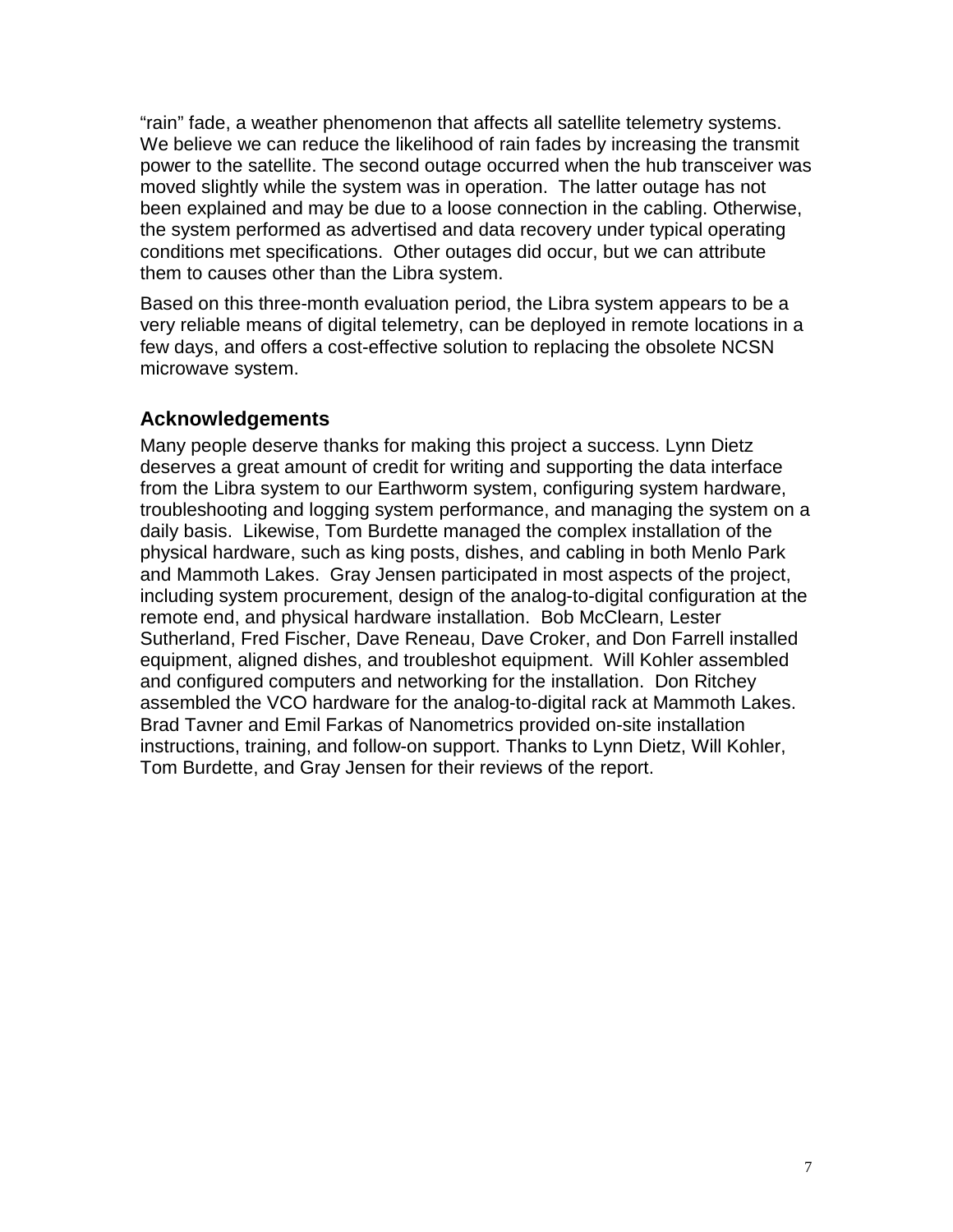“rain” fade, a weather phenomenon that affects all satellite telemetry systems. We believe we can reduce the likelihood of rain fades by increasing the transmit power to the satellite. The second outage occurred when the hub transceiver was moved slightly while the system was in operation. The latter outage has not been explained and may be due to a loose connection in the cabling. Otherwise, the system performed as advertised and data recovery under typical operating conditions met specifications. Other outages did occur, but we can attribute them to causes other than the Libra system.

Based on this three-month evaluation period, the Libra system appears to be a very reliable means of digital telemetry, can be deployed in remote locations in a few days, and offers a cost-effective solution to replacing the obsolete NCSN microwave system.

## Acknowledgements

Many people deserve thanks for making this project a success. Lynn Dietz deserves a great amount of credit for writing and supporting the data interface from the Libra system to our Earthworm system, configuring system hardware, troubleshooting and logging system performance, and managing the system on a daily basis. Likewise, Tom Burdette managed the complex installation of the physical hardware, such as king posts, dishes, and cabling in both Menlo Park and Mammoth Lakes. Gray Jensen participated in most aspects of the project, including system procurement, design of the analog-to-digital configuration at the remote end, and physical hardware installation. Bob McClearn, Lester Sutherland, Fred Fischer, Dave Reneau, Dave Croker, and Don Farrell installed equipment, aligned dishes, and troubleshot equipment. Will Kohler assembled and configured computers and networking for the installation. Don Ritchey assembled the VCO hardware for the analog-to-digital rack at Mammoth Lakes. Brad Tavner and Emil Farkas of Nanometrics provided on-site installation instructions, training, and follow-on support. Thanks to Lynn Dietz, Will Kohler, Tom Burdette, and Gray Jensen for their reviews of the report.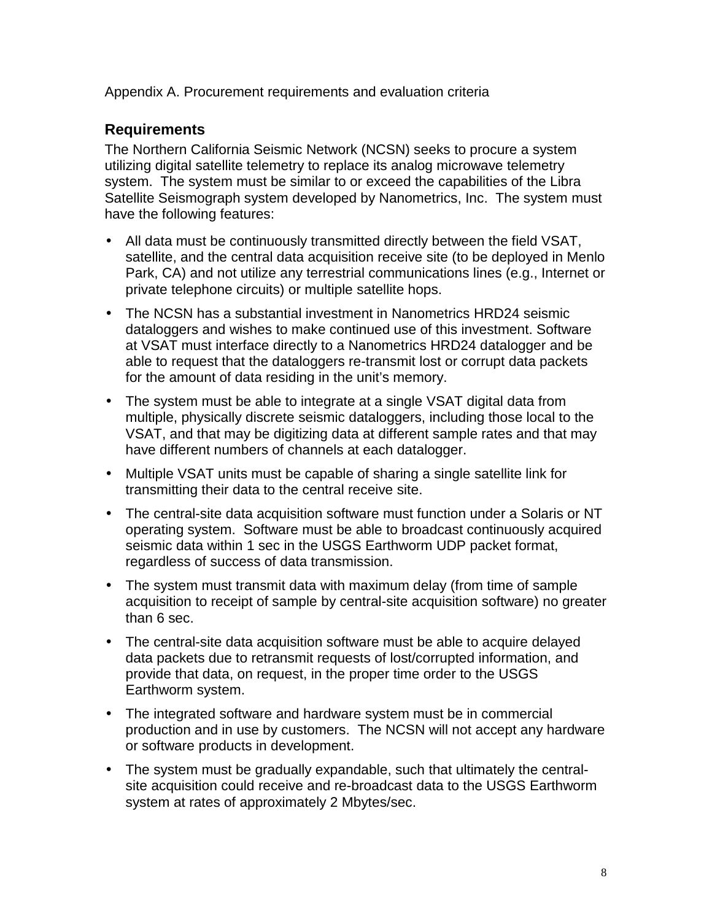Appendix A. Procurement requirements and evaluation criteria

## Requirements

The Northern California Seismic Network (NCSN) seeks to procure a system utilizing digital satellite telemetry to replace its analog microwave telemetry system. The system must be similar to or exceed the capabilities of the Libra Satellite Seismograph system developed by Nanometrics, Inc. The system must have the following features:

- All data must be continuously transmitted directly between the field VSAT, satellite, and the central data acquisition receive site (to be deployed in Menlo Park, CA) and not utilize any terrestrial communications lines (e.g., Internet or private telephone circuits) or multiple satellite hops.
- The NCSN has a substantial investment in Nanometrics HRD24 seismic dataloggers and wishes to make continued use of this investment. Software at VSAT must interface directly to a Nanometrics HRD24 datalogger and be able to request that the dataloggers re-transmit lost or corrupt data packets for the amount of data residing in the unit's memory.
- The system must be able to integrate at a single VSAT digital data from multiple, physically discrete seismic dataloggers, including those local to the VSAT, and that may be digitizing data at different sample rates and that may have different numbers of channels at each datalogger.
- Multiple VSAT units must be capable of sharing a single satellite link for transmitting their data to the central receive site.
- The central-site data acquisition software must function under a Solaris or NT operating system. Software must be able to broadcast continuously acquired seismic data within 1 sec in the USGS Earthworm UDP packet format, regardless of success of data transmission.
- The system must transmit data with maximum delay (from time of sample acquisition to receipt of sample by central-site acquisition software) no greater than 6 sec.
- The central-site data acquisition software must be able to acquire delayed data packets due to retransmit requests of lost/corrupted information, and provide that data, on request, in the proper time order to the USGS Earthworm system.
- The integrated software and hardware system must be in commercial production and in use by customers. The NCSN will not accept any hardware or software products in development.
- The system must be gradually expandable, such that ultimately the central-site acquisition could receive and re-broadcast data to the USGS Earthworm system at rates of approximately 2 Mbytes/sec.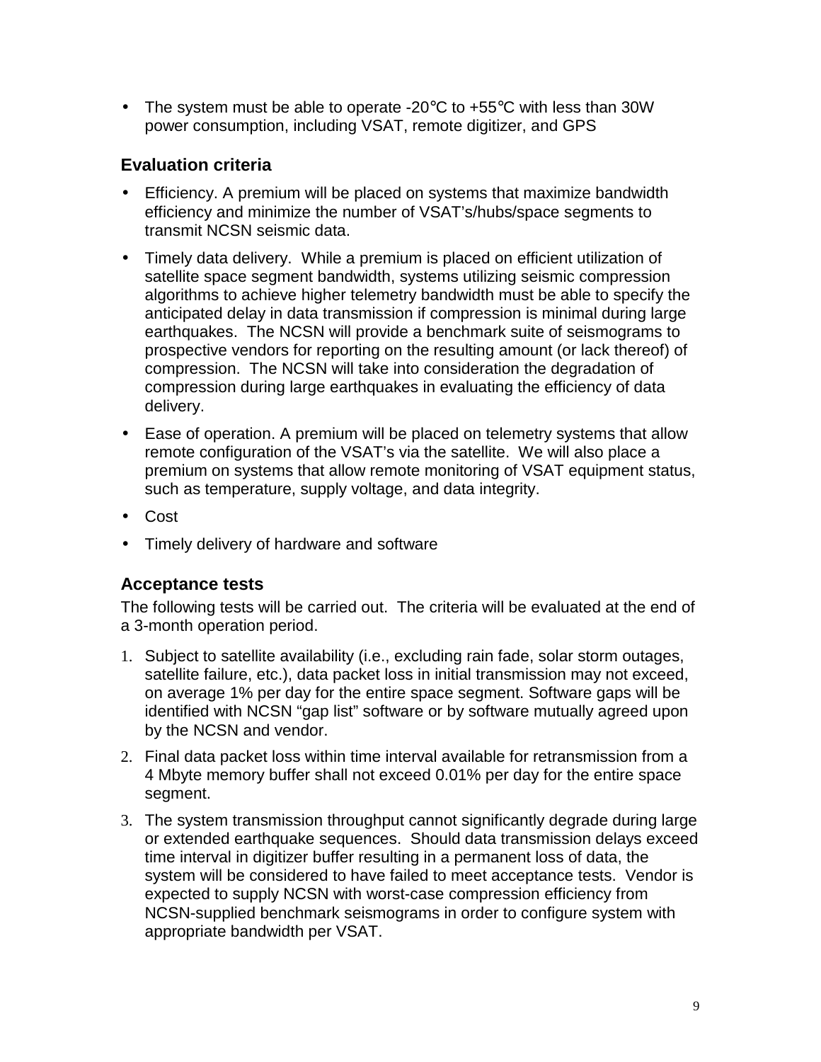- The system must be able to operate -20°C to +55°C with less than 30W power consumption, including VSAT, remote digitizer, and GPS

### Evaluation criteria

- Efficiency. A premium will be placed on systems that maximize bandwidth efficiency and minimize the number of VSAT's/hubs/space segments to transmit NCSN seismic data.
- Timely data delivery. While a premium is placed on efficient utilization of satellite space segment bandwidth, systems utilizing seismic compression algorithms to achieve higher telemetry bandwidth must be able to specify the anticipated delay in data transmission if compression is minimal during large earthquakes. The NCSN will provide a benchmark suite of seismograms to prospective vendors for reporting on the resulting amount (or lack thereof) of compression. The NCSN will take into consideration the degradation of compression during large earthquakes in evaluating the efficiency of data delivery.
- Ease of operation. A premium will be placed on telemetry systems that allow remote configuration of the VSAT's via the satellite. We will also place a premium on systems that allow remote monitoring of VSAT equipment status, such as temperature, supply voltage, and data integrity.
- Cost
- Timely delivery of hardware and software

### Acceptance tests

The following tests will be carried out. The criteria will be evaluated at the end of a 3-month operation period.

1. Subject to satellite availability (i.e., excluding rain fade, solar storm outages, satellite failure, etc.), data packet loss in initial transmission may not exceed, on average 1% per day for the entire space segment. Software gaps will be identified with NCSN "gap list" software or by software mutually agreed upon by the NCSN and vendor.
2. Final data packet loss within time interval available for retransmission from a 4 Mbyte memory buffer shall not exceed 0.01% per day for the entire space segment.
3. The system transmission throughput cannot significantly degrade during large or extended earthquake sequences. Should data transmission delays exceed time interval in digitizer buffer resulting in a permanent loss of data, the system will be considered to have failed to meet acceptance tests. Vendor is expected to supply NCSN with worst-case compression efficiency from NCSN-supplied benchmark seismograms in order to configure system with appropriate bandwidth per VSAT.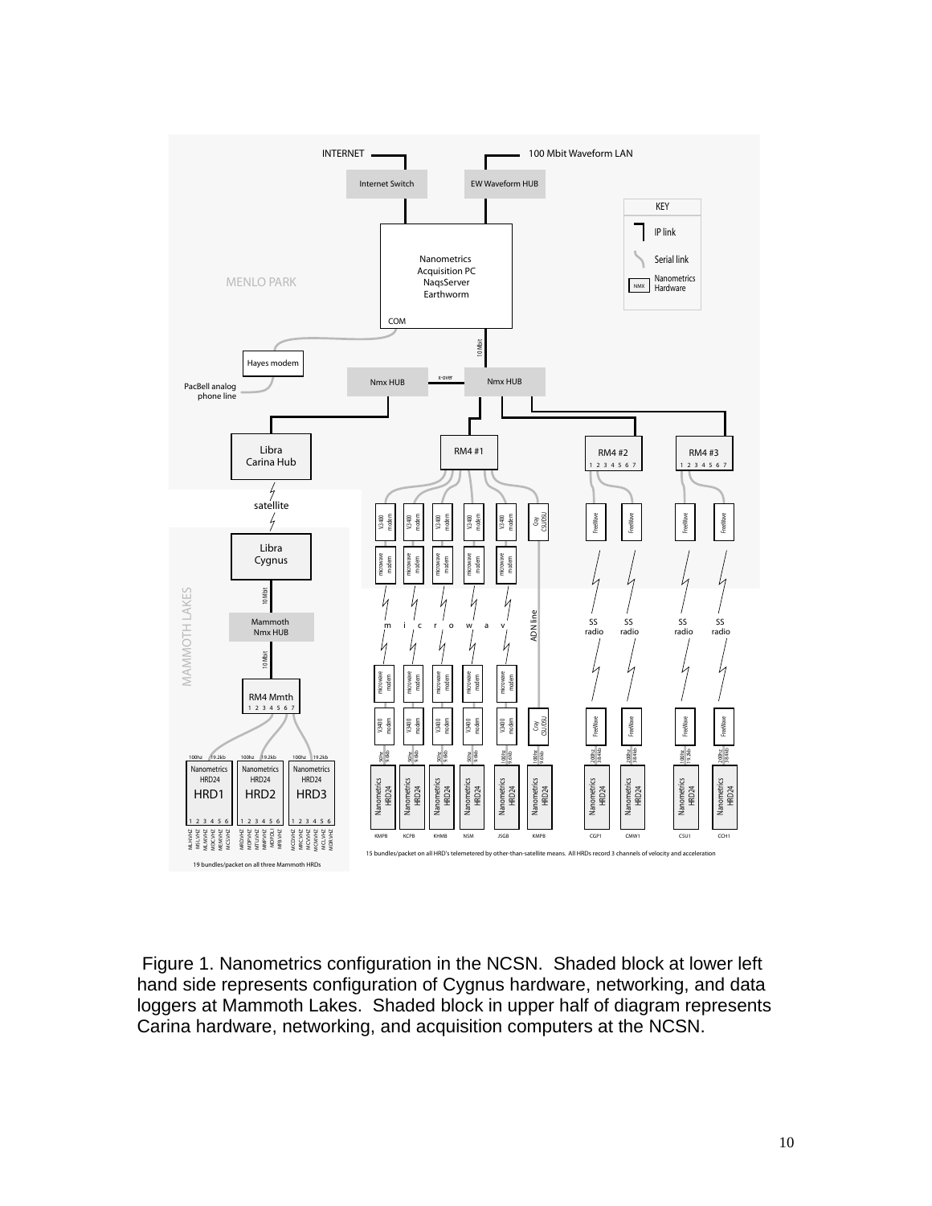Figure 1. Nanometrics configuration in the NCSN. Shaded block at lower left hand side represents configuration of Cygnus hardware, networking, and data loggers at Mammoth Lakes. Shaded block in upper half of diagram represents Carina hardware, networking, and acquisition computers at the NCSN.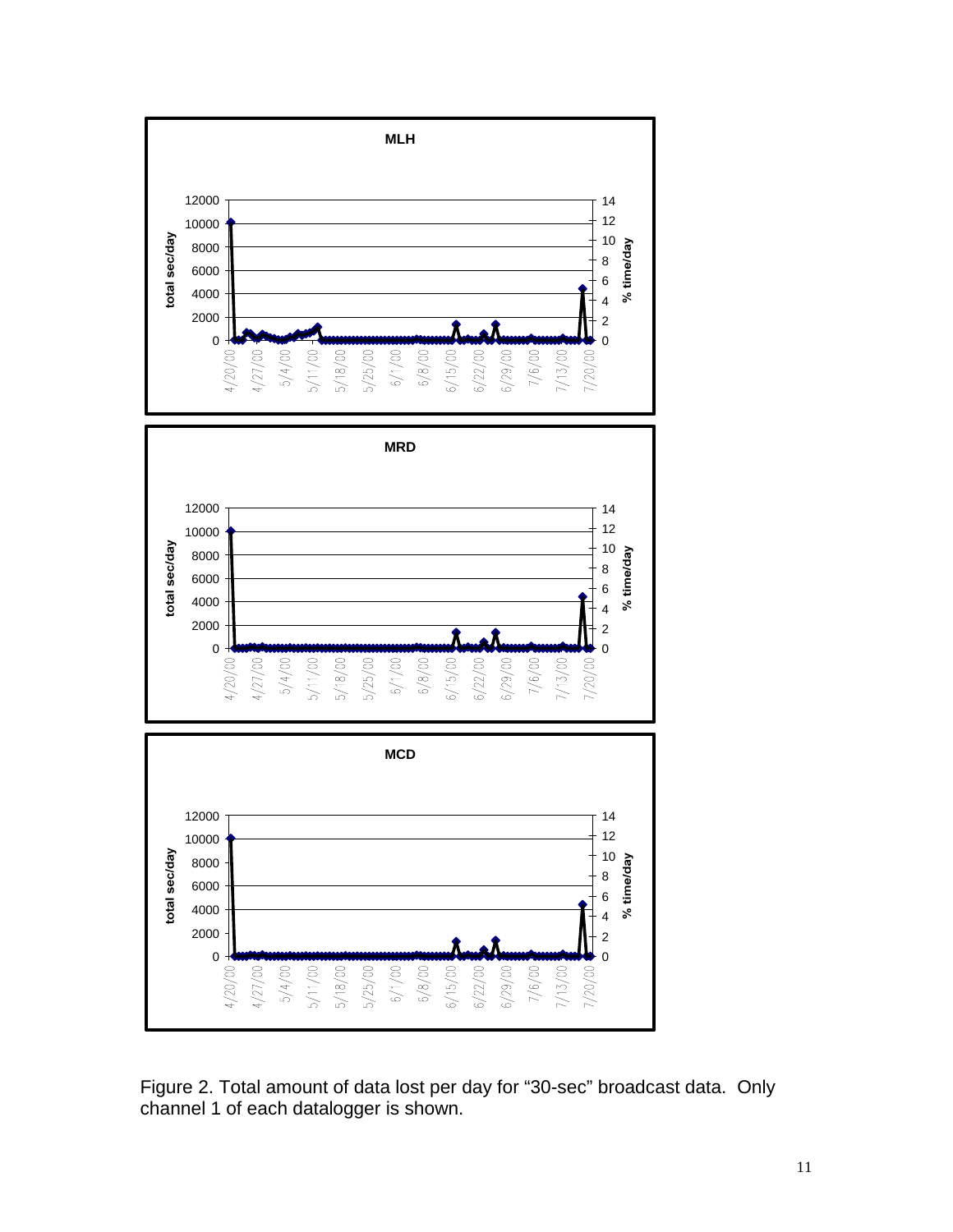Figure 2. Total amount of data lost per day for “30-sec” broadcast data. Only channel 1 of each datalogger is shown.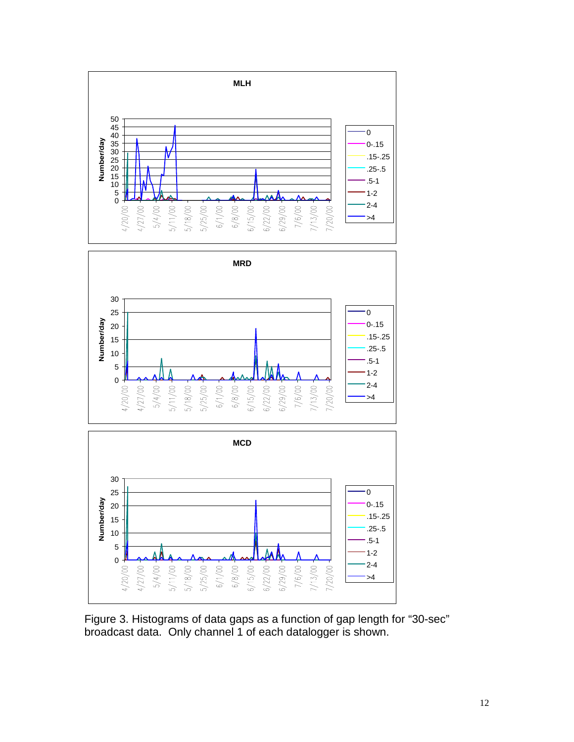MLH

Number/day

50
45
40
35
30
25
20
15
10
5
0

4/20/00
4/27/00
5/4/00
5/11/00
5/18/00
5/25/00
6/1/00
6/8/00
6/15/00
6/22/00
6/29/00
7/6/00
7/13/00
7/20/00

0
0-.15
.15-.25
.25-.5
.5-1
1-2
2-4
>4

MRD

Number/day

30
25
20
15
10
5
0

4/20/00
4/27/00
5/4/00
5/11/00
5/18/00
5/25/00
6/1/00
6/8/00
6/15/00
6/22/00
6/29/00
7/6/00
7/13/00
7/20/00

0
0-.15
.15-.25
.25-.5
.5-1
1-2
2-4
>4

MCD

Number/day

30
25
20
15
10
5
0

4/20/00
4/27/00
5/4/00
5/11/00
5/18/00
5/25/00
6/1/00
6/8/00
6/15/00
6/22/00
6/29/00
7/6/00
7/13/00
7/20/00

0
0-.15
.15-.25
.25-.5
.5-1
1-2
2-4
>4

Figure 3. Histograms of data gaps as a function of gap length for "30-sec" broadcast data. Only channel 1 of each datalogger is shown.